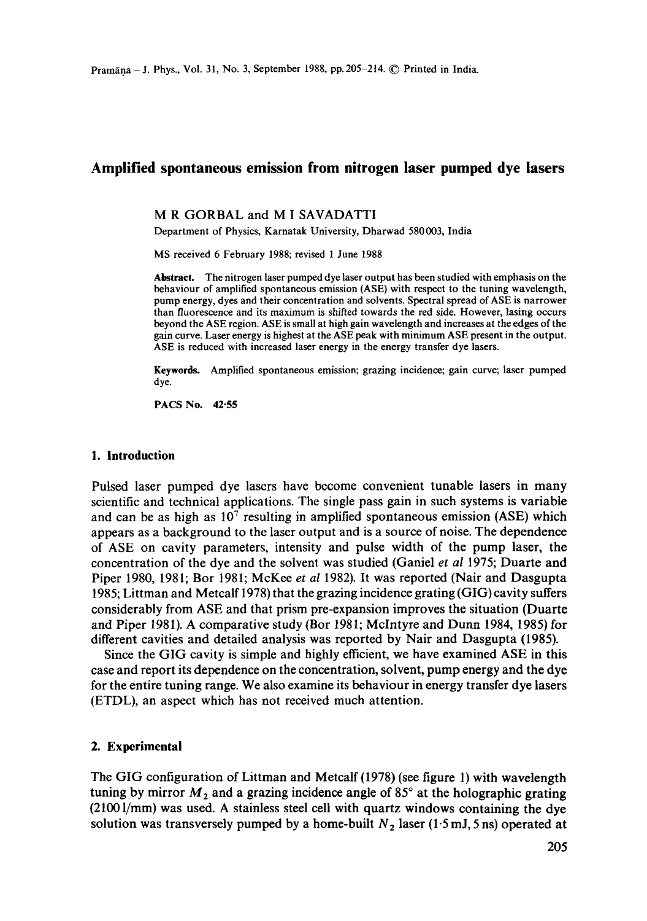# Amplified spontaneous emission from nitrogen laser pumped dye lasers

M R GORBAL and M I SAVADATTI

Department of Physics, Karnatak University, Dharwad 580003, India

MS received 6 February 1988; revised 1 June 1988

**Abstract.** The nitrogen laser pumped dye laser output has been studied with emphasis on the behaviour of amplified spontaneous emission (ASE) with respect to the tuning wavelength, pump energy, dyes and their concentration and solvents. Spectral spread of ASE is narrower than fluorescence and its maximum is shifted towards the red side. However, lasing occurs beyond the ASE region. ASE is small at high gain wavelength and increases at the edges of the gain curve. Laser energy is highest at the ASE peak with minimum ASE present in the output. ASE is reduced with increased laser energy in the energy transfer dye lasers.

**Keywords.** Amplified spontaneous emission; grazing incidence; gain curve; laser pumped dye.

**PACS No.** 42·55

## 1. Introduction

Pulsed laser pumped dye lasers have become convenient tunable lasers in many scientific and technical applications. The single pass gain in such systems is variable and can be as high as $10^7$ resulting in amplified spontaneous emission (ASE) which appears as a background to the laser output and is a source of noise. The dependence of ASE on cavity parameters, intensity and pulse width of the pump laser, the concentration of the dye and the solvent was studied (Ganiel *et al* 1975; Duarte and Piper 1980, 1981; Bor 1981; McKee *et al* 1982). It was reported (Nair and Dasgupta 1985; Littman and Metcalf 1978) that the grazing incidence grating (GIG) cavity suffers considerably from ASE and that prism pre-expansion improves the situation (Duarte and Piper 1981). A comparative study (Bor 1981; McIntyre and Dunn 1984, 1985) for different cavities and detailed analysis was reported by Nair and Dasgupta (1985).

Since the GIG cavity is simple and highly efficient, we have examined ASE in this case and report its dependence on the concentration, solvent, pump energy and the dye for the entire tuning range. We also examine its behaviour in energy transfer dye lasers (ETDL), an aspect which has not received much attention.

## 2. Experimental

The GIG configuration of Littman and Metcalf (1978) (see figure 1) with wavelength tuning by mirror $M_2$ and a grazing incidence angle of 85° at the holographic grating (2100 l/mm) was used. A stainless steel cell with quartz windows containing the dye solution was transversely pumped by a home-built $N_2$ laser (1·5 mJ, 5 ns) operated at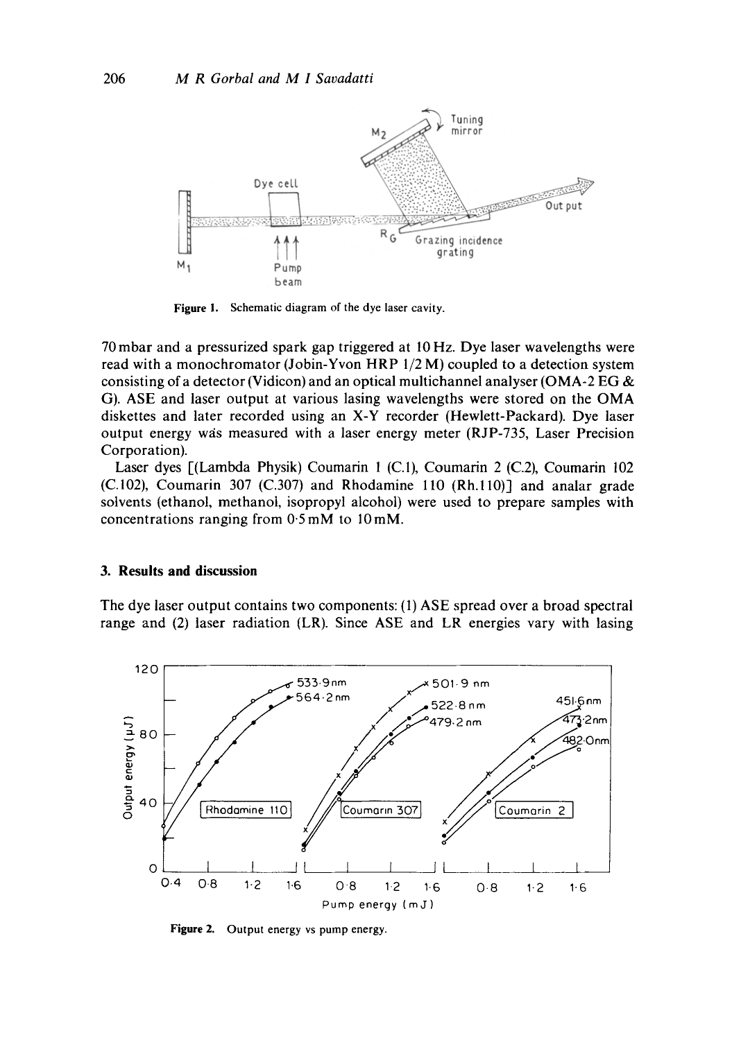Figure 1. Schematic diagram of the dye laser cavity.

70 mbar and a pressurized spark gap triggered at 10 Hz. Dye laser wavelengths were read with a monochromator (Jobin-Yvon HRP 1/2 M) coupled to a detection system consisting of a detector (Vidicon) and an optical multichannel analyser (OMA-2 EG & G). ASE and laser output at various lasing wavelengths were stored on the OMA diskettes and later recorded using an X-Y recorder (Hewlett-Packard). Dye laser output energy was measured with a laser energy meter (RJP-735, Laser Precision Corporation).

Laser dyes [(Lambda Physik) Coumarin 1 (C.1), Coumarin 2 (C.2), Coumarin 102 (C.102), Coumarin 307 (C.307) and Rhodamine 110 (Rh.110)] and analar grade solvents (ethanol, methanol, isopropyl alcohol) were used to prepare samples with concentrations ranging from 0·5 mM to 10 mM.

## 3. Results and discussion

The dye laser output contains two components: (1) ASE spread over a broad spectral range and (2) laser radiation (LR). Since ASE and LR energies vary with lasing

Figure 2. Output energy vs pump energy.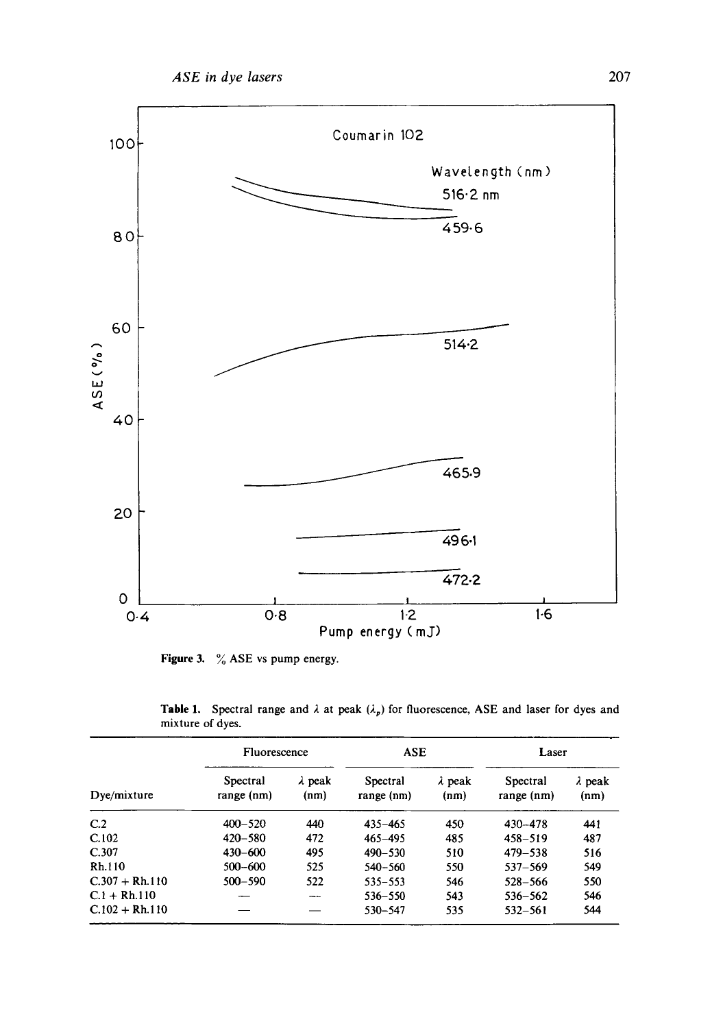Figure 3. % ASE vs pump energy.

Table 1. Spectral range and $\lambda$ at peak ($\lambda_p$) for fluorescence, ASE and laser for dyes and mixture of dyes.

| Dye/mixture | Fluorescence | | ASE | | Laser | |
|---|---|---|---|---|---|---|
| | Spectral range (nm) | $\lambda$ peak (nm) | Spectral range (nm) | $\lambda$ peak (nm) | Spectral range (nm) | $\lambda$ peak (nm) |
| C.2 | 400–520 | 440 | 435–465 | 450 | 430–478 | 441 |
| C.102 | 420–580 | 472 | 465–495 | 485 | 458–519 | 487 |
| C.307 | 430–600 | 495 | 490–530 | 510 | 479–538 | 516 |
| Rh.110 | 500–600 | 525 | 540–560 | 550 | 537–569 | 549 |
| C.307 + Rh.110 | 500–590 | 522 | 535–553 | 546 | 528–566 | 550 |
| C.1 + Rh.110 | — | — | 536–550 | 543 | 536–562 | 546 |
| C.102 + Rh.110 | — | — | 530–547 | 535 | 532–561 | 544 |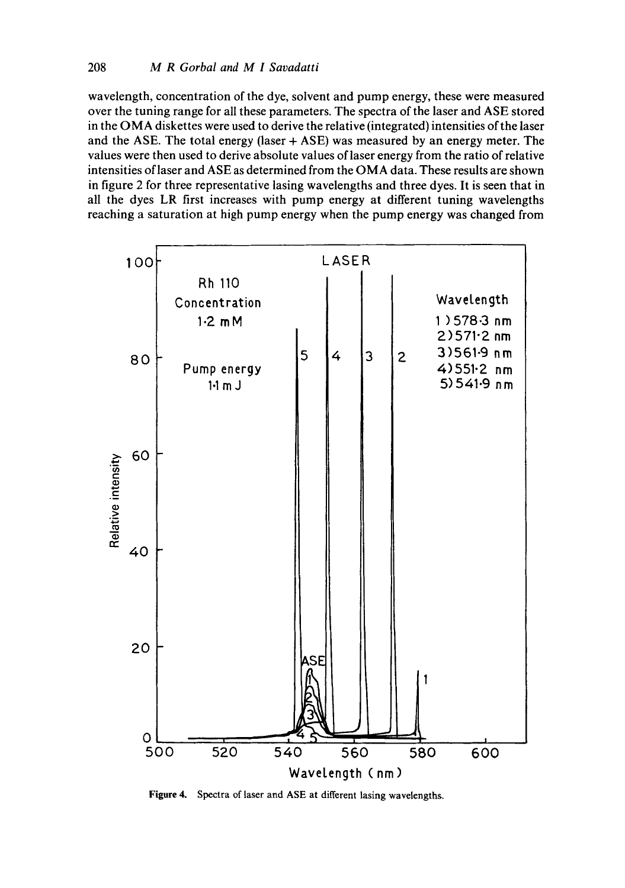wavelength, concentration of the dye, solvent and pump energy, these were measured over the tuning range for all these parameters. The spectra of the laser and ASE stored in the OMA diskettes were used to derive the relative (integrated) intensities of the laser and the ASE. The total energy (laser + ASE) was measured by an energy meter. The values were then used to derive absolute values of laser energy from the ratio of relative intensities of laser and ASE as determined from the OMA data. These results are shown in figure 2 for three representative lasing wavelengths and three dyes. It is seen that in all the dyes LR first increases with pump energy at different tuning wavelengths reaching a saturation at high pump energy when the pump energy was changed from

**Figure 4.** Spectra of laser and ASE at different lasing wavelengths.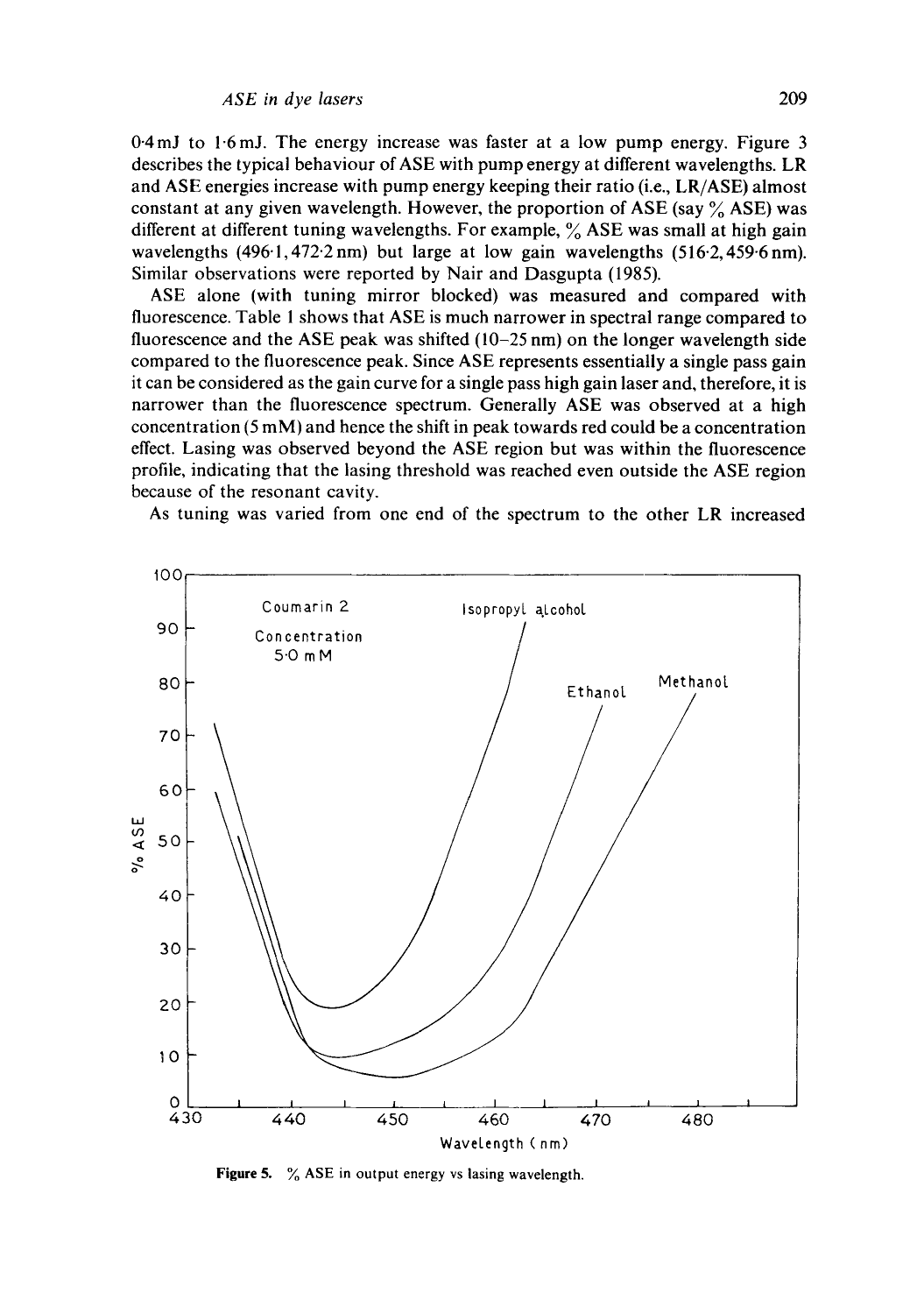0·4 mJ to 1·6 mJ. The energy increase was faster at a low pump energy. Figure 3 describes the typical behaviour of ASE with pump energy at different wavelengths. LR and ASE energies increase with pump energy keeping their ratio (i.e., LR/ASE) almost constant at any given wavelength. However, the proportion of ASE (say % ASE) was different at different tuning wavelengths. For example, % ASE was small at high gain wavelengths (496·1, 472·2 nm) but large at low gain wavelengths (516·2, 459·6 nm). Similar observations were reported by Nair and Dasgupta (1985).

ASE alone (with tuning mirror blocked) was measured and compared with fluorescence. Table 1 shows that ASE is much narrower in spectral range compared to fluorescence and the ASE peak was shifted (10–25 nm) on the longer wavelength side compared to the fluorescence peak. Since ASE represents essentially a single pass gain it can be considered as the gain curve for a single pass high gain laser and, therefore, it is narrower than the fluorescence spectrum. Generally ASE was observed at a high concentration (5 mM) and hence the shift in peak towards red could be a concentration effect. Lasing was observed beyond the ASE region but was within the fluorescence profile, indicating that the lasing threshold was reached even outside the ASE region because of the resonant cavity.

As tuning was varied from one end of the spectrum to the other LR increased

**Figure 5.** % ASE in output energy vs lasing wavelength.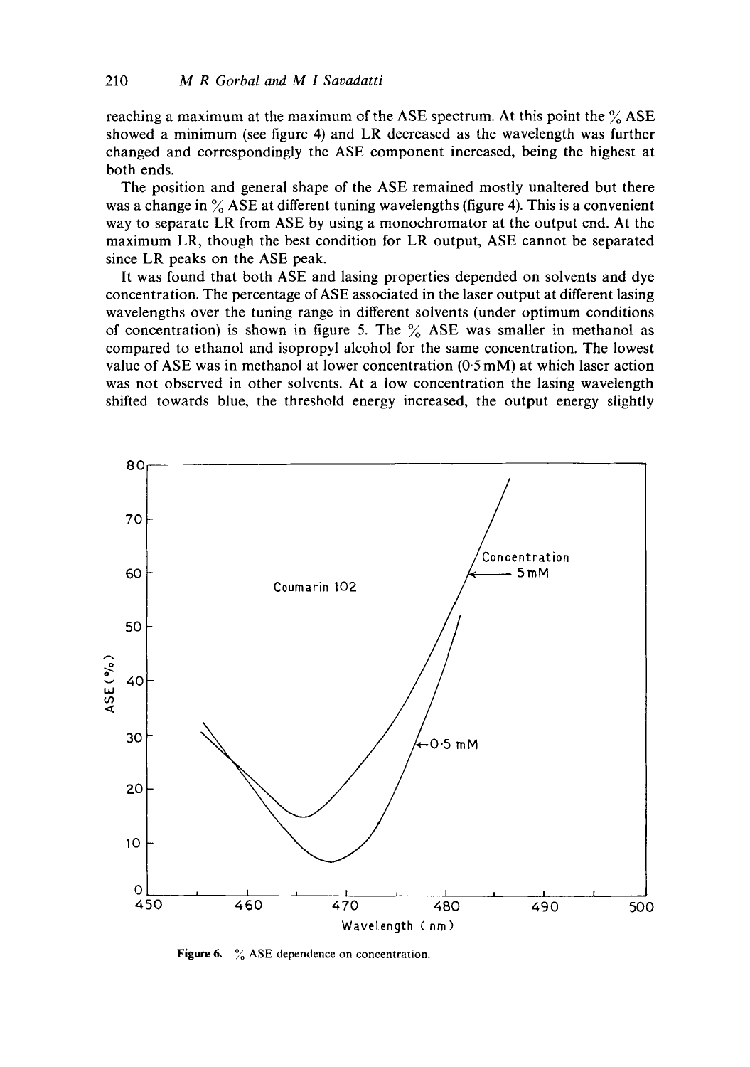reaching a maximum at the maximum of the ASE spectrum. At this point the % ASE showed a minimum (see figure 4) and LR decreased as the wavelength was further changed and correspondingly the ASE component increased, being the highest at both ends.

The position and general shape of the ASE remained mostly unaltered but there was a change in % ASE at different tuning wavelengths (figure 4). This is a convenient way to separate LR from ASE by using a monochromator at the output end. At the maximum LR, though the best condition for LR output, ASE cannot be separated since LR peaks on the ASE peak.

It was found that both ASE and lasing properties depended on solvents and dye concentration. The percentage of ASE associated in the laser output at different lasing wavelengths over the tuning range in different solvents (under optimum conditions of concentration) is shown in figure 5. The % ASE was smaller in methanol as compared to ethanol and isopropyl alcohol for the same concentration. The lowest value of ASE was in methanol at lower concentration (0·5 mM) at which laser action was not observed in other solvents. At a low concentration the lasing wavelength shifted towards blue, the threshold energy increased, the output energy slightly

**Figure 6.** % ASE dependence on concentration.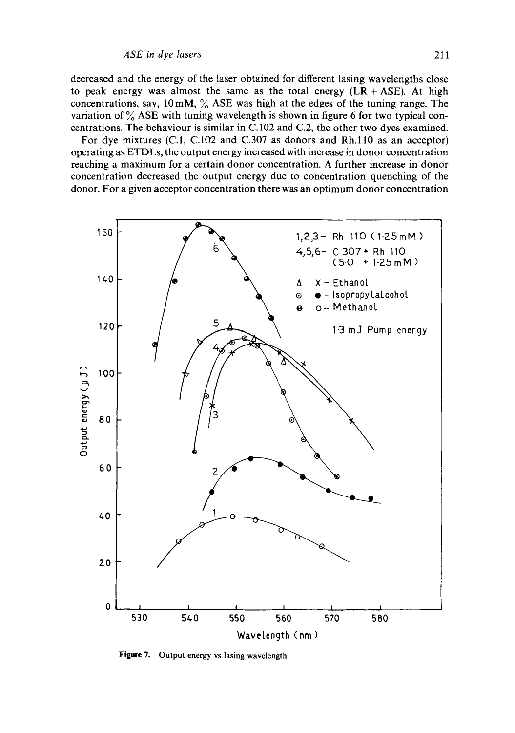decreased and the energy of the laser obtained for different lasing wavelengths close to peak energy was almost the same as the total energy (LR + ASE). At high concentrations, say, 10 mM, % ASE was high at the edges of the tuning range. The variation of % ASE with tuning wavelength is shown in figure 6 for two typical concentrations. The behaviour is similar in C.102 and C.2, the other two dyes examined.

For dye mixtures (C.1, C.102 and C.307 as donors and Rh.110 as an acceptor) operating as ETDLs, the output energy increased with increase in donor concentration reaching a maximum for a certain donor concentration. A further increase in donor concentration decreased the output energy due to concentration quenching of the donor. For a given acceptor concentration there was an optimum donor concentration

**Figure 7.** Output energy vs lasing wavelength.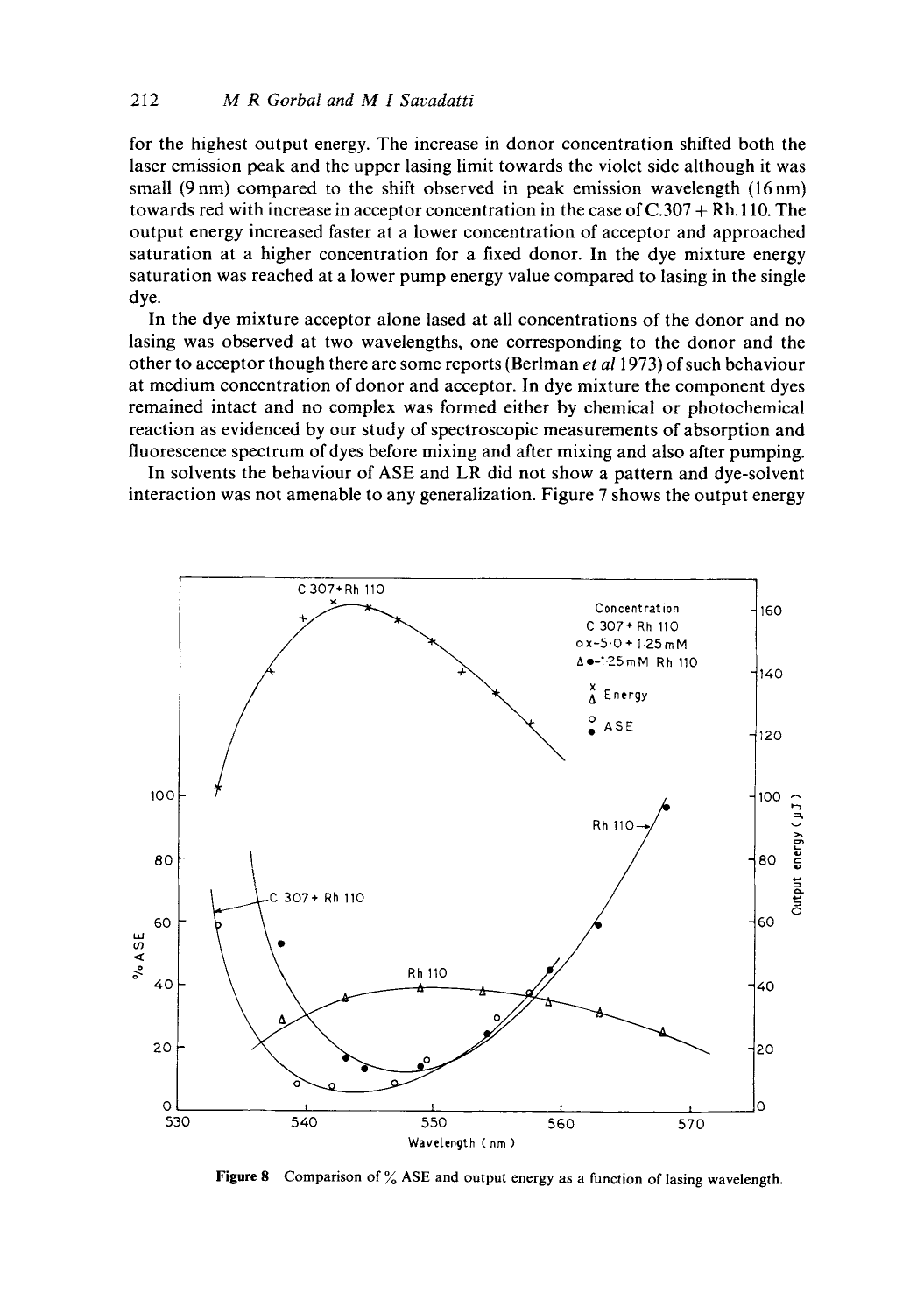for the highest output energy. The increase in donor concentration shifted both the laser emission peak and the upper lasing limit towards the violet side although it was small (9 nm) compared to the shift observed in peak emission wavelength (16 nm) towards red with increase in acceptor concentration in the case of C.307 + Rh.110. The output energy increased faster at a lower concentration of acceptor and approached saturation at a higher concentration for a fixed donor. In the dye mixture energy saturation was reached at a lower pump energy value compared to lasing in the single dye.

In the dye mixture acceptor alone lased at all concentrations of the donor and no lasing was observed at two wavelengths, one corresponding to the donor and the other to acceptor though there are some reports (Berlman *et al* 1973) of such behaviour at medium concentration of donor and acceptor. In dye mixture the component dyes remained intact and no complex was formed either by chemical or photochemical reaction as evidenced by our study of spectroscopic measurements of absorption and fluorescence spectrum of dyes before mixing and after mixing and also after pumping.

In solvents the behaviour of ASE and LR did not show a pattern and dye-solvent interaction was not amenable to any generalization. Figure 7 shows the output energy

**Figure 8** Comparison of % ASE and output energy as a function of lasing wavelength.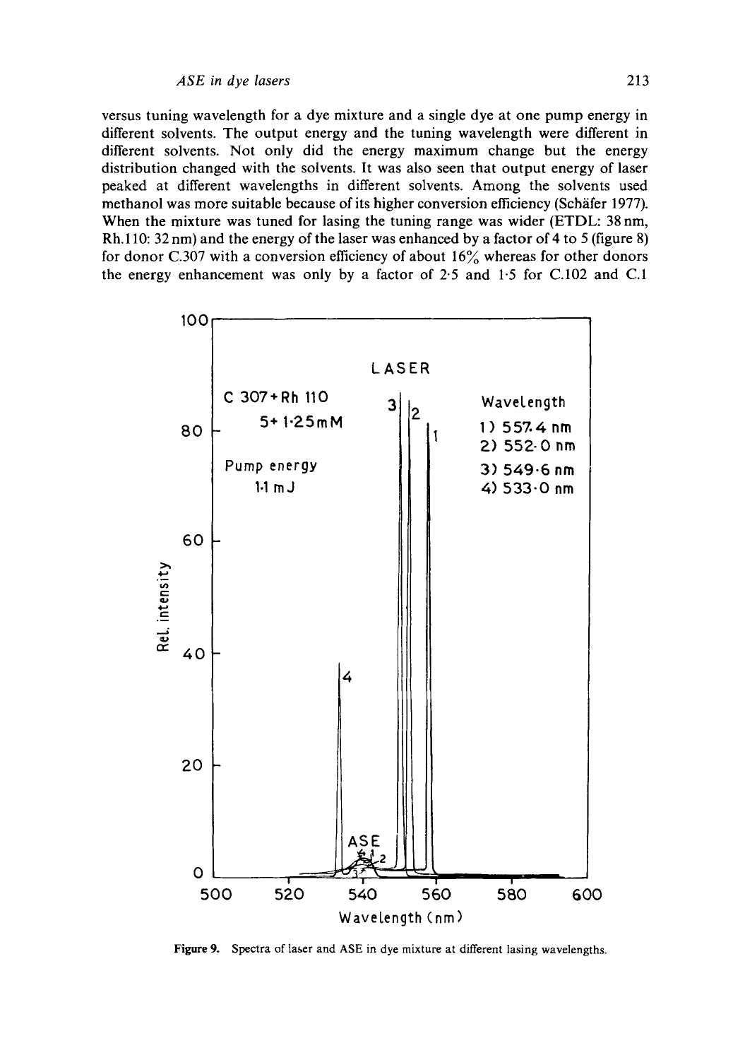versus tuning wavelength for a dye mixture and a single dye at one pump energy in different solvents. The output energy and the tuning wavelength were different in different solvents. Not only did the energy maximum change but the energy distribution changed with the solvents. It was also seen that output energy of laser peaked at different wavelengths in different solvents. Among the solvents used methanol was more suitable because of its higher conversion efficiency (Schäfer 1977). When the mixture was tuned for lasing the tuning range was wider (ETDL: 38 nm, Rh.110: 32 nm) and the energy of the laser was enhanced by a factor of 4 to 5 (figure 8) for donor C.307 with a conversion efficiency of about 16% whereas for other donors the energy enhancement was only by a factor of 2·5 and 1·5 for C.102 and C.1

Figure 9. Spectra of laser and ASE in dye mixture at different lasing wavelengths.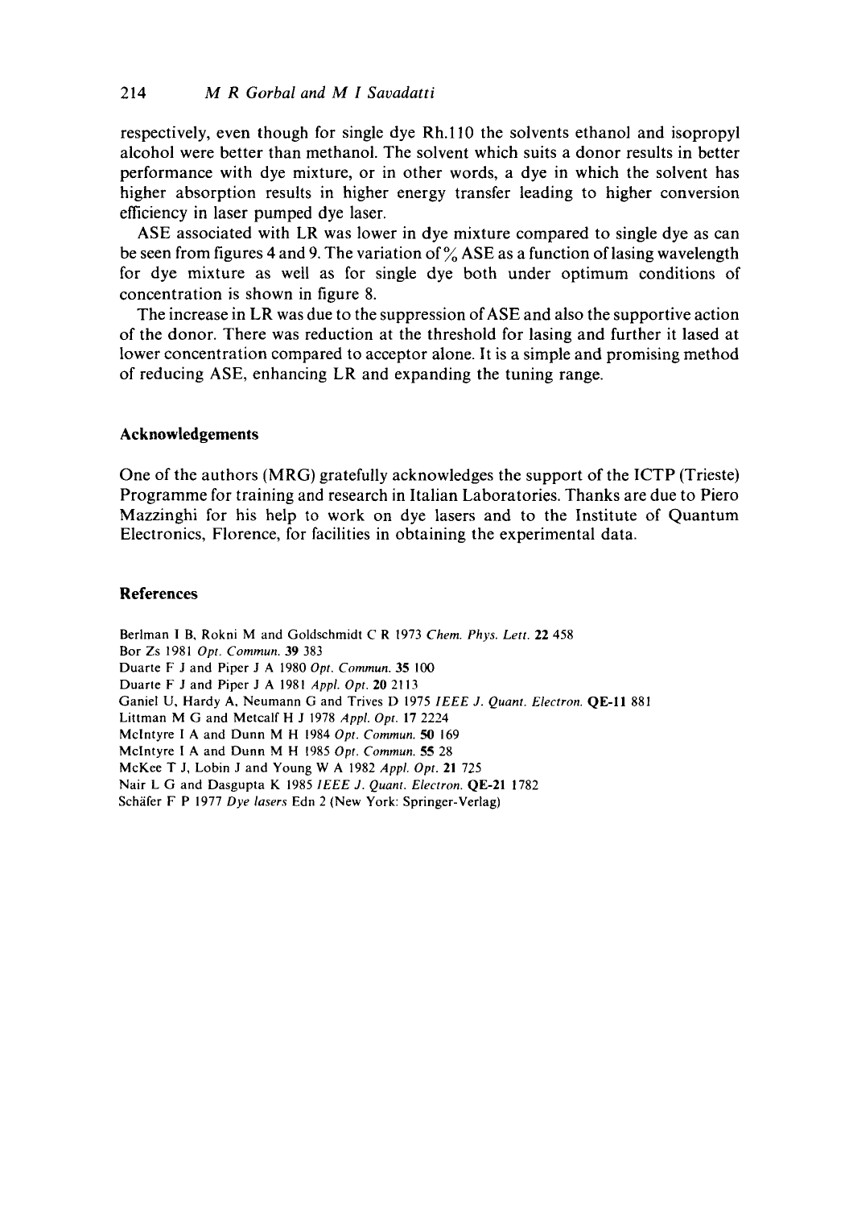respectively, even though for single dye Rh.110 the solvents ethanol and isopropyl alcohol were better than methanol. The solvent which suits a donor results in better performance with dye mixture, or in other words, a dye in which the solvent has higher absorption results in higher energy transfer leading to higher conversion efficiency in laser pumped dye laser.

ASE associated with LR was lower in dye mixture compared to single dye as can be seen from figures 4 and 9. The variation of % ASE as a function of lasing wavelength for dye mixture as well as for single dye both under optimum conditions of concentration is shown in figure 8.

The increase in LR was due to the suppression of ASE and also the supportive action of the donor. There was reduction at the threshold for lasing and further it lased at lower concentration compared to acceptor alone. It is a simple and promising method of reducing ASE, enhancing LR and expanding the tuning range.

## Acknowledgements

One of the authors (MRG) gratefully acknowledges the support of the ICTP (Trieste) Programme for training and research in Italian Laboratories. Thanks are due to Piero Mazzinghi for his help to work on dye lasers and to the Institute of Quantum Electronics, Florence, for facilities in obtaining the experimental data.

## References

Berlman I B, Rokni M and Goldschmidt C R 1973 *Chem. Phys. Lett.* **22** 458

Bor Zs 1981 *Opt. Commun.* **39** 383

Duarte F J and Piper J A 1980 *Opt. Commun.* **35** 100

Duarte F J and Piper J A 1981 *Appl. Opt.* **20** 2113

Ganiel U, Hardy A, Neumann G and Trives D 1975 *IEEE J. Quant. Electron.* **QE-11** 881

Littman M G and Metcalf H J 1978 *Appl. Opt.* **17** 2224

McIntyre I A and Dunn M H 1984 *Opt. Commun.* **50** 169

McIntyre I A and Dunn M H 1985 *Opt. Commun.* **55** 28

McKee T J, Lobin J and Young W A 1982 *Appl. Opt.* **21** 725

Nair L G and Dasgupta K 1985 *IEEE J. Quant. Electron.* **QE-21** 1782

Schäfer F P 1977 *Dye lasers* Edn 2 (New York: Springer-Verlag)